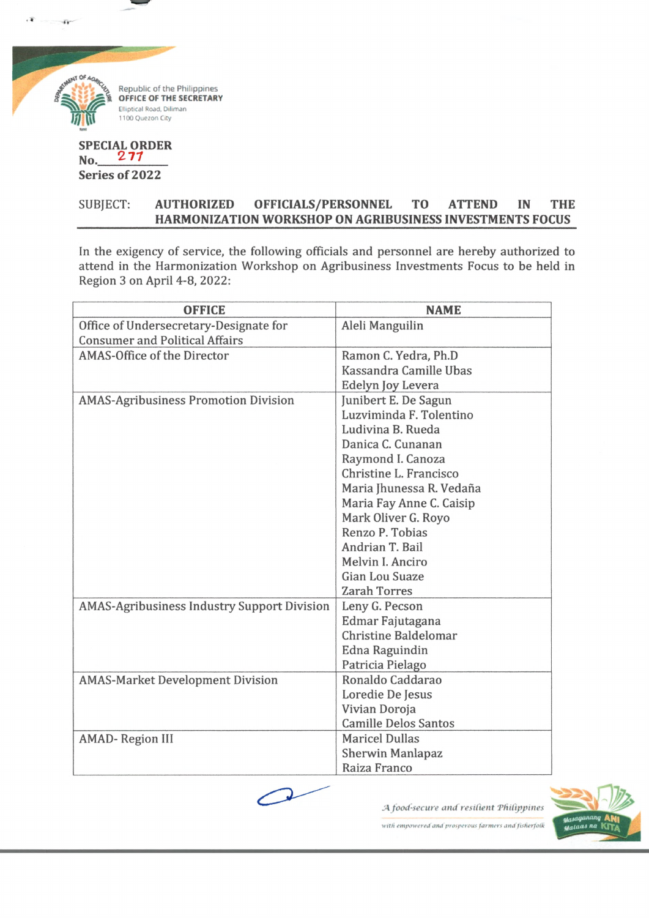Republic of the Philippines
**OFFICE OF THE SECRETARY**
Elliptical Road, Diliman
1100 Quezon City

**SPECIAL ORDER**
**No.** 277
**Series of 2022**

SUBJECT: **AUTHORIZED OFFICIALS/PERSONNEL TO ATTEND IN THE HARMONIZATION WORKSHOP ON AGRIBUSINESS INVESTMENTS FOCUS**

In the exigency of service, the following officials and personnel are hereby authorized to attend in the Harmonization Workshop on Agribusiness Investments Focus to be held in Region 3 on April 4-8, 2022:

| OFFICE | NAME |
| --- | --- |
| Office of Undersecretary-Designate for Consumer and Political Affairs | Aleli Manguilin |
| AMAS-Office of the Director | Ramon C. Yedra, Ph.D<br>Kassandra Camille Ubas<br>Edelyn Joy Levera |
| AMAS-Agribusiness Promotion Division | Junibert E. De Sagun<br>Luzviminda F. Tolentino<br>Ludivina B. Rueda<br>Danica C. Cunanan<br>Raymond I. Canoza<br>Christine L. Francisco<br>Maria Jhunessa R. Vedaña<br>Maria Fay Anne C. Caisip<br>Mark Oliver G. Royo<br>Renzo P. Tobias<br>Andrian T. Bail<br>Melvin I. Anciro<br>Gian Lou Suaze<br>Zarah Torres |
| AMAS-Agribusiness Industry Support Division | Leny G. Pecson<br>Edmar Fajutagana<br>Christine Baldelomar<br>Edna Raguindin<br>Patricia Pielago |
| AMAS-Market Development Division | Ronaldo Caddarao<br>Loredie De Jesus<br>Vivian Doroja<br>Camille Delos Santos |
| AMAD- Region III | Maricel Dullas<br>Sherwin Manlapaz<br>Raiza Franco |

*A food-secure and resilient Philippines with empowered and prosperous farmers and fisherfolk*

Masaganang ANI Mataas na KITA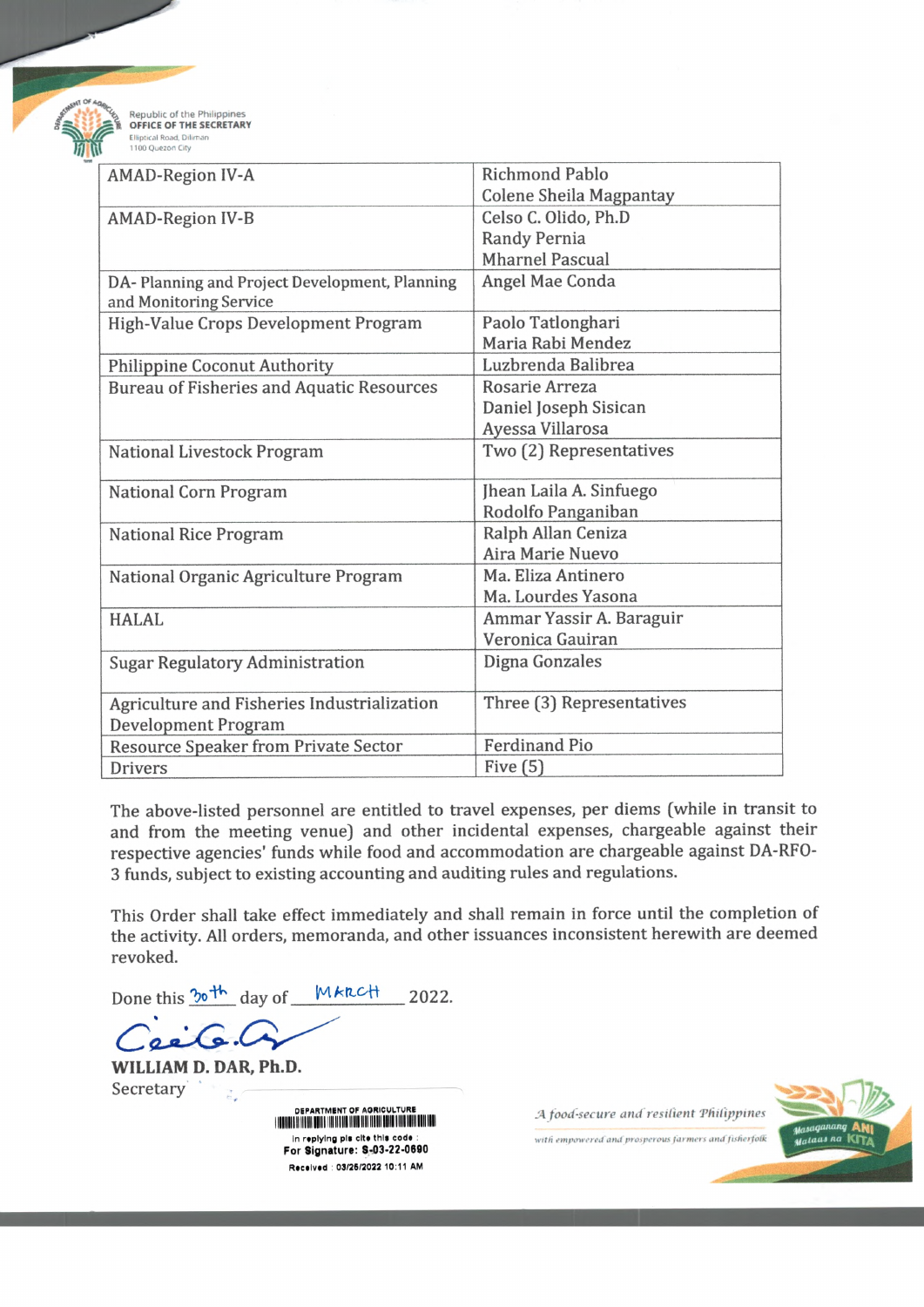| | |
|---|---|
| AMAD-Region IV-A | Richmond Pablo<br>Colene Sheila Magpantay |
| AMAD-Region IV-B | Celso C. Olido, Ph.D<br>Randy Pernia<br>Mharnel Pascual |
| DA- Planning and Project Development, Planning and Monitoring Service | Angel Mae Conda |
| High-Value Crops Development Program | Paolo Tatlonghari<br>Maria Rabi Mendez |
| Philippine Coconut Authority | Luzbrenda Balibrea |
| Bureau of Fisheries and Aquatic Resources | Rosarie Arreza<br>Daniel Joseph Sisican<br>Ayessa Villarosa |
| National Livestock Program | Two (2) Representatives |
| National Corn Program | Jhean Laila A. Sinfuego<br>Rodolfo Panganiban |
| National Rice Program | Ralph Allan Ceniza<br>Aira Marie Nuevo |
| National Organic Agriculture Program | Ma. Eliza Antinero<br>Ma. Lourdes Yasona |
| HALAL | Ammar Yassir A. Baraguir<br>Veronica Gauiran |
| Sugar Regulatory Administration | Digna Gonzales |
| Agriculture and Fisheries Industrialization Development Program | Three (3) Representatives |
| Resource Speaker from Private Sector | Ferdinand Pio |
| Drivers | Five (5) |

The above-listed personnel are entitled to travel expenses, per diems (while in transit to and from the meeting venue) and other incidental expenses, chargeable against their respective agencies' funds while food and accommodation are chargeable against DA-RFO-3 funds, subject to existing accounting and auditing rules and regulations.

This Order shall take effect immediately and shall remain in force until the completion of the activity. All orders, memoranda, and other issuances inconsistent herewith are deemed revoked.

Done this 30th day of MARCH 2022.

**WILLIAM D. DAR, Ph.D.**
Secretary

DEPARTMENT OF AGRICULTURE
In replying pls cite this code :
For Signature: S-03-22-0690
Received : 03/25/2022 10:11 AM